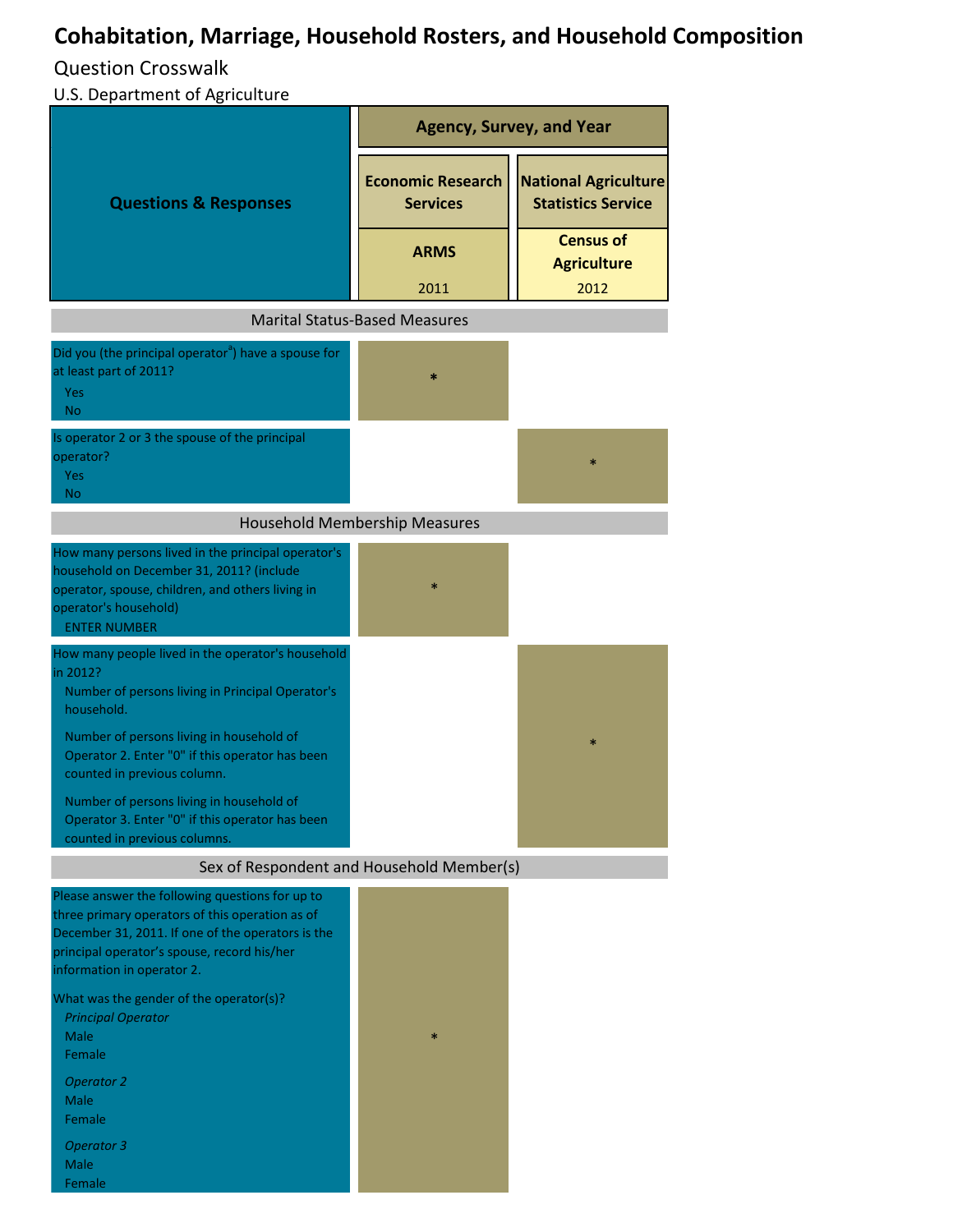# Cohabitation, Marriage, Household Rosters, and Household Composition

## Question Crosswalk

U.S. Department of Agriculture

| Questions & Responses | Agency, Survey, and Year | |
|---|---|---|
| | Economic Research Services | National Agriculture Statistics Service |
| | ARMS 2011 | Census of Agriculture 2012 |
| **Marital Status-Based Measures** | | |
| Did you (the principal operator[a]) have a spouse for at least part of 2011?<br>Yes<br>No | * | |
| Is operator 2 or 3 the spouse of the principal operator?<br>Yes<br>No | | * |
| **Household Membership Measures** | | |
| How many persons lived in the principal operator's household on December 31, 2011? (include operator, spouse, children, and others living in operator's household)<br>ENTER NUMBER | * | |
| How many people lived in the operator's household in 2012?<br>Number of persons living in Principal Operator's household.<br>Number of persons living in household of Operator 2. Enter "0" if this operator has been counted in previous column.<br>Number of persons living in household of Operator 3. Enter "0" if this operator has been counted in previous columns. | | * |
| **Sex of Respondent and Household Member(s)** | | |
| Please answer the following questions for up to three primary operators of this operation as of December 31, 2011. If one of the operators is the principal operator's spouse, record his/her information in operator 2.<br>What was the gender of the operator(s)?<br>*Principal Operator*<br>Male<br>Female<br>*Operator 2*<br>Male<br>Female<br>*Operator 3*<br>Male<br>Female | * | |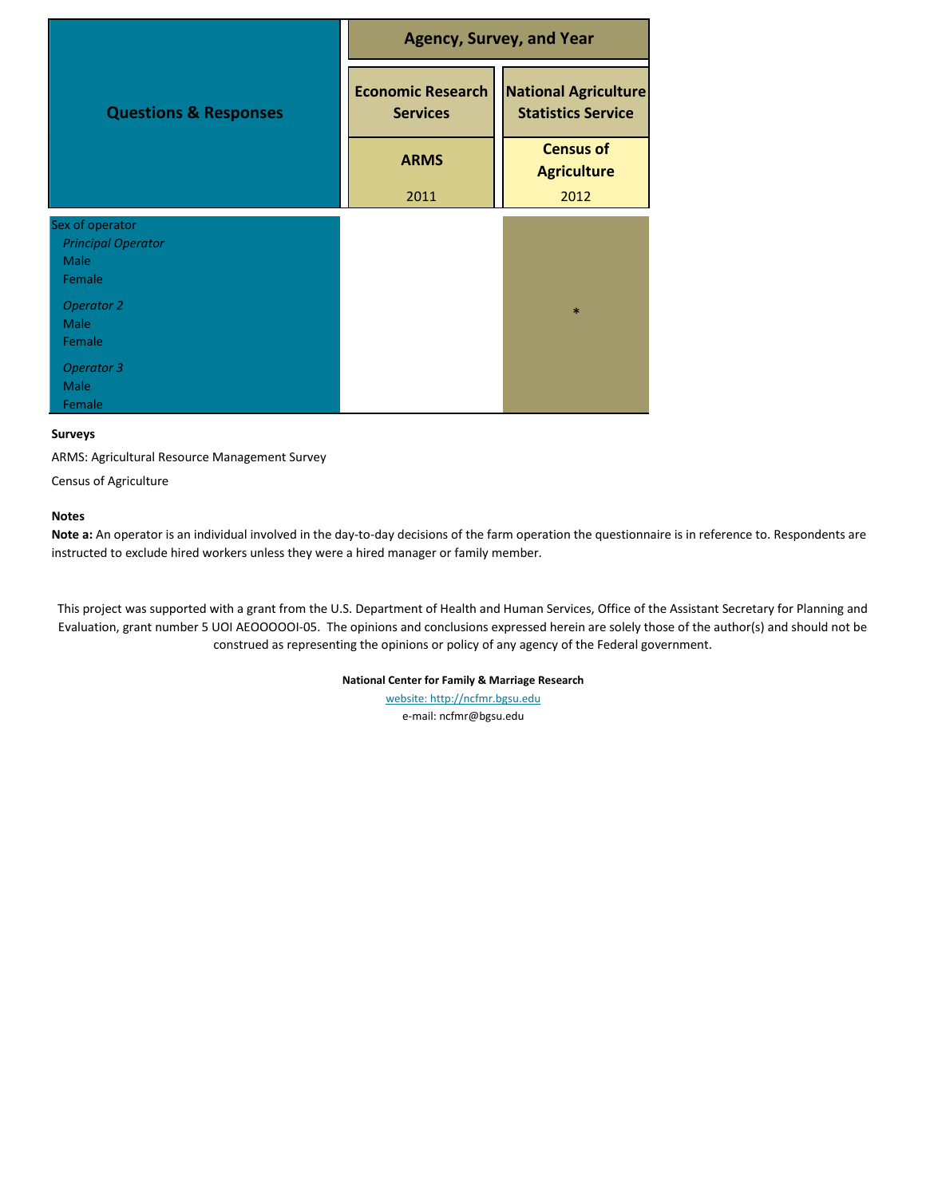| Questions & Responses | Agency, Survey, and Year | |
|---|---|---|
| | Economic Research Services | National Agriculture Statistics Service |
| | ARMS 2011 | Census of Agriculture 2012 |
| Sex of operator | | * |
| *Principal Operator* | | |
| Male | | |
| Female | | |
| *Operator 2* | | |
| Male | | |
| Female | | |
| *Operator 3* | | |
| Male | | |
| Female | | |

**Surveys**

ARMS: Agricultural Resource Management Survey

Census of Agriculture

**Notes**

**Note a:** An operator is an individual involved in the day-to-day decisions of the farm operation the questionnaire is in reference to. Respondents are instructed to exclude hired workers unless they were a hired manager or family member.

This project was supported with a grant from the U.S. Department of Health and Human Services, Office of the Assistant Secretary for Planning and Evaluation, grant number 5 UOI AEOOOOOI-05. The opinions and conclusions expressed herein are solely those of the author(s) and should not be construed as representing the opinions or policy of any agency of the Federal government.

**National Center for Family & Marriage Research**

website: http://ncfmr.bgsu.edu

e-mail: ncfmr@bgsu.edu